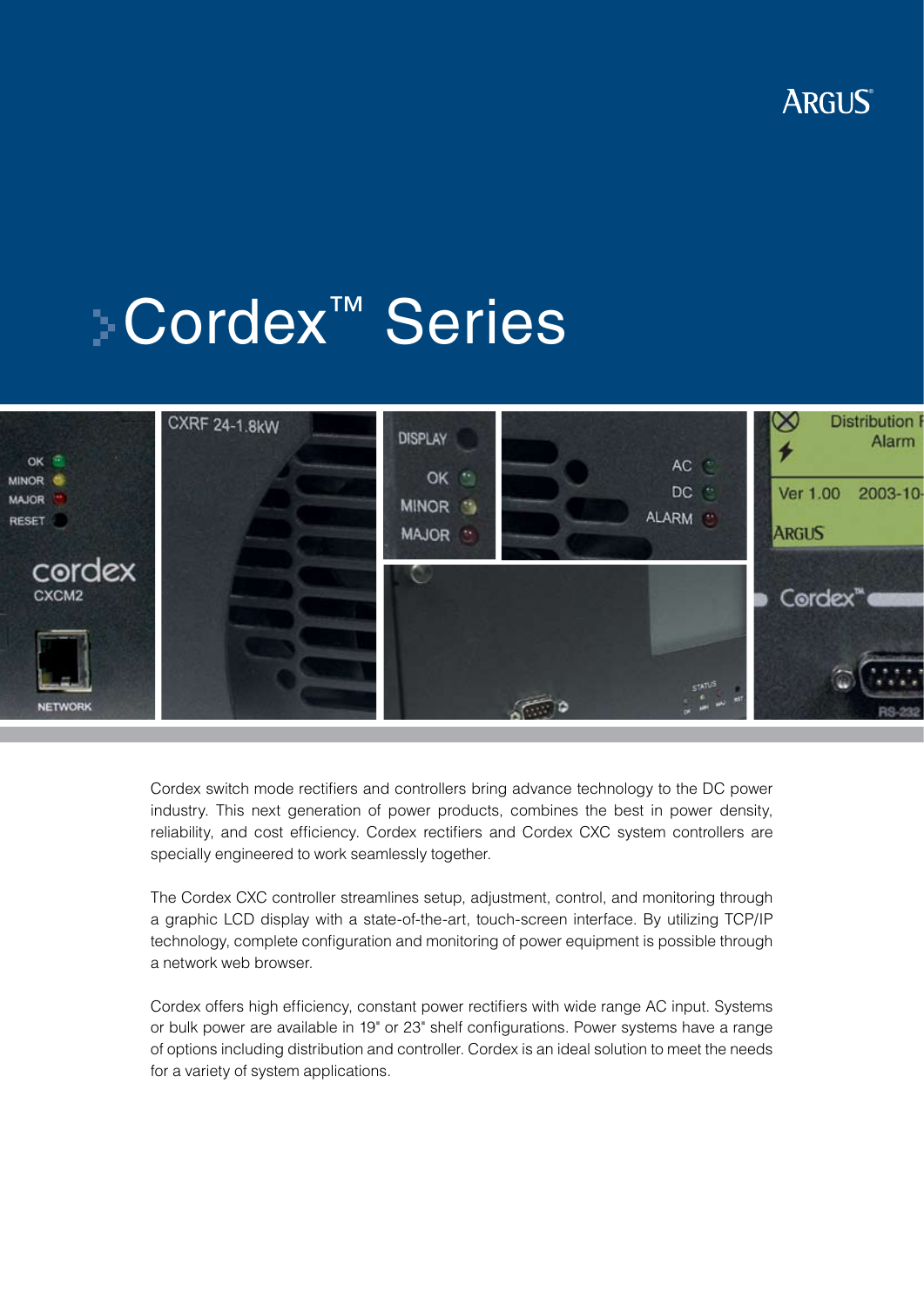ARGUS

# Cordex™ Series

Cordex switch mode rectifiers and controllers bring advance technology to the DC power industry. This next generation of power products, combines the best in power density, reliability, and cost efficiency. Cordex rectifiers and Cordex CXC system controllers are specially engineered to work seamlessly together.

The Cordex CXC controller streamlines setup, adjustment, control, and monitoring through a graphic LCD display with a state-of-the-art, touch-screen interface. By utilizing TCP/IP technology, complete configuration and monitoring of power equipment is possible through a network web browser.

Cordex offers high efficiency, constant power rectifiers with wide range AC input. Systems or bulk power are available in 19" or 23" shelf configurations. Power systems have a range of options including distribution and controller. Cordex is an ideal solution to meet the needs for a variety of system applications.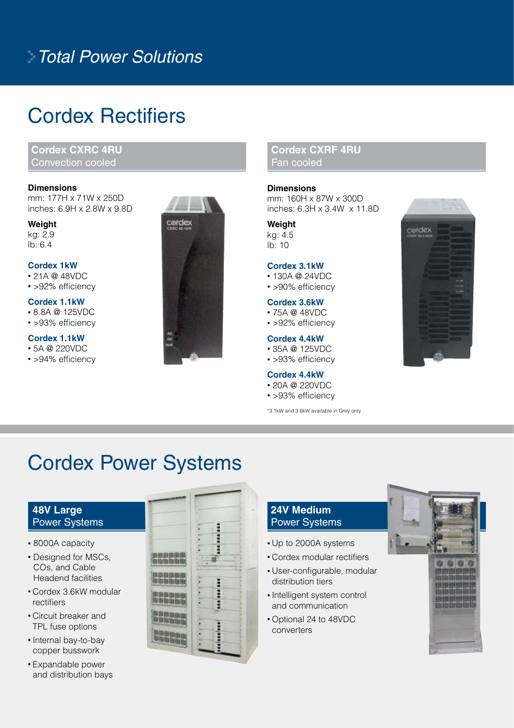*Total Power Solutions*

# Cordex Rectifiers

## Cordex CXRC 4RU
Convection cooled

**Dimensions**
mm: 177H x 71W x 250D
inches: 6.9H x 2.8W x 9.8D

**Weight**
kg: 2.9
lb: 6.4

**Cordex 1kW**
- 21A @ 48VDC
- >92% efficiency

**Cordex 1.1kW**
- 8.8A @ 125VDC
- >93% efficiency

**Cordex 1.1kW**
- 5A @ 220VDC
- >94% efficiency

## Cordex CXRF 4RU
Fan cooled

**Dimensions**
mm: 160H x 87W x 300D
inches: 6.3H x 3.4W x 11.8D

**Weight**
kg: 4.5
lb: 10

**Cordex 3.1kW**
- 130A @ 24VDC
- >90% efficiency

**Cordex 3.6kW**
- 75A @ 48VDC
- >92% efficiency

**Cordex 4.4kW**
- 35A @ 125VDC
- >93% efficiency

**Cordex 4.4kW**
- 20A @ 220VDC
- >93% efficiency

*3.1kW and 3.6kW available in Grey only

# Cordex Power Systems

## 48V Large Power Systems

- 8000A capacity
- Designed for MSCs, COs, and Cable Headend facilities
- Cordex 3.6kW modular rectifiers
- Circuit breaker and TPL fuse options
- Internal bay-to-bay copper busswork
- Expandable power and distribution bays

## 24V Medium Power Systems

- Up to 2000A systems
- Cordex modular rectifiers
- User-configurable, modular distribution tiers
- Intelligent system control and communication
- Optional 24 to 48VDC converters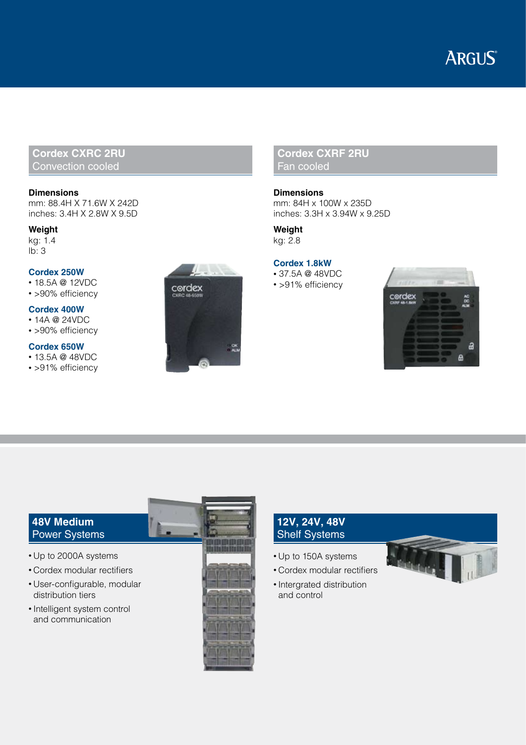## Cordex CXRC 2RU
Convection cooled

**Dimensions**
mm: 88.4H X 71.6W X 242D
inches: 3.4H X 2.8W X 9.5D

**Weight**
kg: 1.4
lb: 3

### Cordex 250W
- 18.5A @ 12VDC
- >90% efficiency

### Cordex 400W
- 14A @ 24VDC
- >90% efficiency

### Cordex 650W
- 13.5A @ 48VDC
- >91% efficiency

## Cordex CXRF 2RU
Fan cooled

**Dimensions**
mm: 84H x 100W x 235D
inches: 3.3H x 3.94W x 9.25D

**Weight**
kg: 2.8

### Cordex 1.8kW
- 37.5A @ 48VDC
- >91% efficiency

## 48V Medium Power Systems

- Up to 2000A systems
- Cordex modular rectifiers
- User-configurable, modular distribution tiers
- Intelligent system control and communication

## 12V, 24V, 48V Shelf Systems

- Up to 150A systems
- Cordex modular rectifiers
- Intergrated distribution and control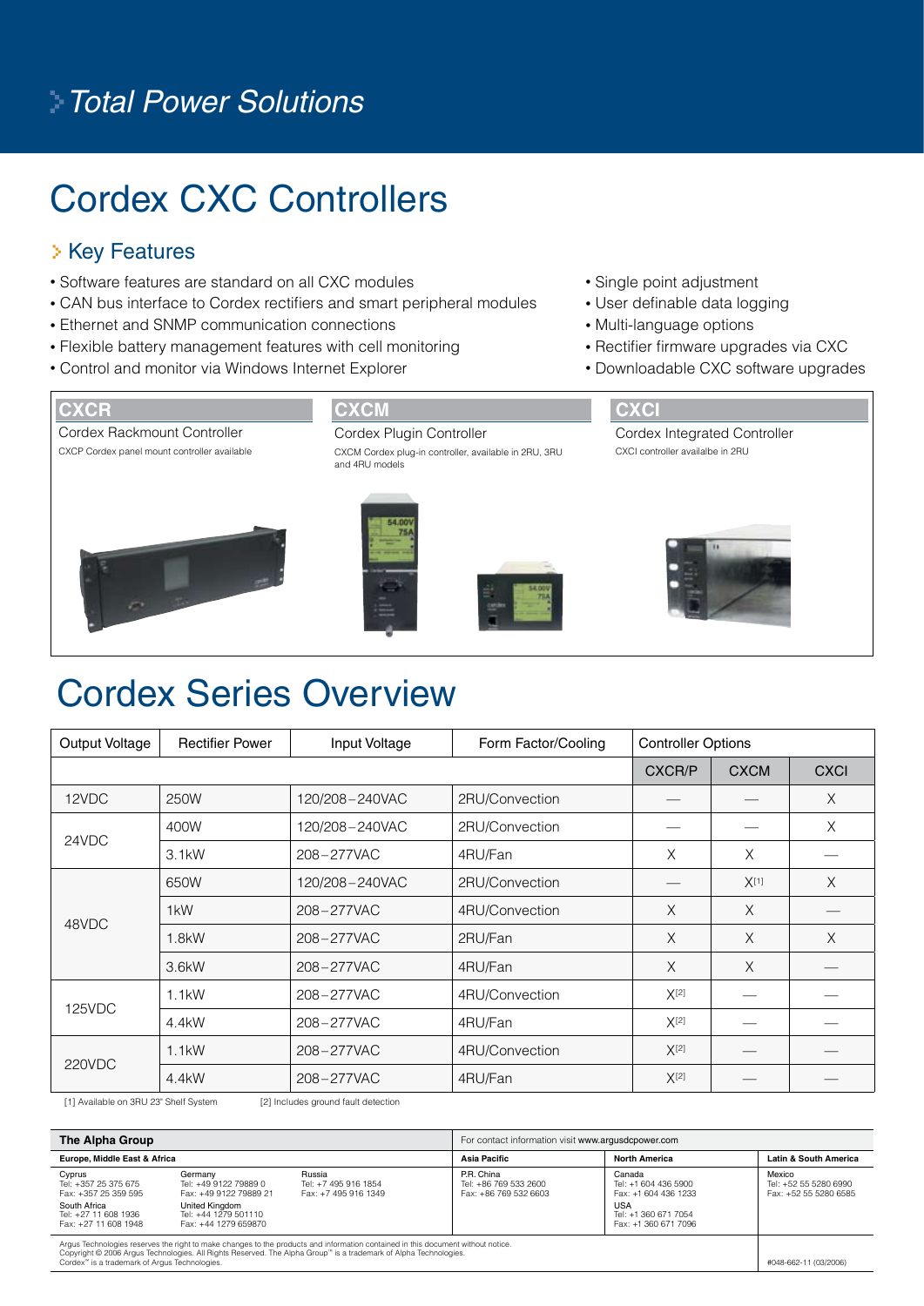# Total Power Solutions

# Cordex CXC Controllers

## Key Features

- Software features are standard on all CXC modules
- CAN bus interface to Cordex rectifiers and smart peripheral modules
- Ethernet and SNMP communication connections
- Flexible battery management features with cell monitoring
- Control and monitor via Windows Internet Explorer
- Single point adjustment
- User definable data logging
- Multi-language options
- Rectifier firmware upgrades via CXC
- Downloadable CXC software upgrades

### CXCR

Cordex Rackmount Controller

CXCP Cordex panel mount controller available

### CXCM

Cordex Plugin Controller

CXCM Cordex plug-in controller, available in 2RU, 3RU and 4RU models

### CXCI

Cordex Integrated Controller

CXCI controller availalbe in 2RU

# Cordex Series Overview

| Output Voltage | Rectifier Power | Input Voltage | Form Factor/Cooling | Controller Options | | |
|---|---|---|---|---|---|---|
| | | | | CXCR/P | CXCM | CXCI |
| 12VDC | 250W | 120/208–240VAC | 2RU/Convection | — | — | X |
| 24VDC | 400W | 120/208–240VAC | 2RU/Convection | — | — | X |
| | 3.1kW | 208–277VAC | 4RU/Fan | X | X | — |
| 48VDC | 650W | 120/208–240VAC | 2RU/Convection | — | X[1] | X |
| | 1kW | 208–277VAC | 4RU/Convection | X | X | — |
| | 1.8kW | 208–277VAC | 2RU/Fan | X | X | X |
| | 3.6kW | 208–277VAC | 4RU/Fan | X | X | — |
| 125VDC | 1.1kW | 208–277VAC | 4RU/Convection | X[2] | — | — |
| | 4.4kW | 208–277VAC | 4RU/Fan | X[2] | — | — |
| 220VDC | 1.1kW | 208–277VAC | 4RU/Convection | X[2] | — | — |
| | 4.4kW | 208–277VAC | 4RU/Fan | X[2] | — | — |

[1] Available on 3RU 23" Shelf System [2] Includes ground fault detection

**The Alpha Group**

For contact information visit www.argusdcpower.com

**Europe, Middle East & Africa**

Cyprus
Tel: +357 25 375 675
Fax: +357 25 359 595

South Africa
Tel: +27 11 608 1936
Fax: +27 11 608 1948

Germany
Tel: +49 9122 79889 0
Fax: +49 9122 79889 21

United Kingdom
Tel: +44 1279 501110
Fax: +44 1279 659870

Russia
Tel: +7 495 916 1854
Fax: +7 495 916 1349

**Asia Pacific**

P.R. China
Tel: +86 769 533 2600
Fax: +86 769 532 6603

**North America**

Canada
Tel: +1 604 436 5900
Fax: +1 604 436 1233

USA
Tel: +1 360 671 7054
Fax: +1 360 671 7096

**Latin & South America**

Mexico
Tel: +52 55 5280 6990
Fax: +52 55 5280 6585

Argus Technologies reserves the right to make changes to the products and information contained in this document without notice.
Copyright © 2006 Argus Technologies. All Rights Reserved. The Alpha Group™ is a trademark of Alpha Technologies.
Cordex™ is a trademark of Argus Technologies.

#048-662-11 (03/2006)